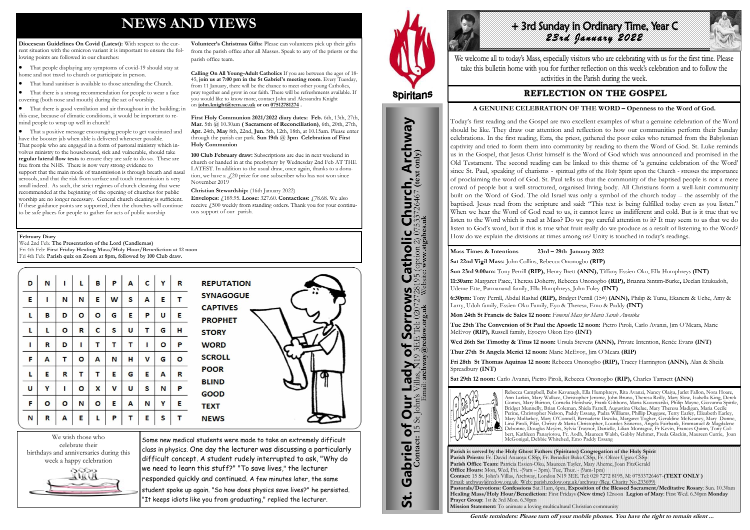# NEWS AND VIEWS

**Diocesan Guidelines On Covid (Latest):** With respect to the current situation with the omicron variant it is important to ensure the following points are followed in our churches:

- That people displaying any symptoms of covid-19 should stay at home and not travel to church or participate in person.
- That hand sanitiser is available to those attending the Church.
- That there is a strong recommendation for people to wear a face covering (both nose and mouth) during the act of worship.
- That there is good ventilation and air throughout in the building; in this case, because of climatic conditions, it would be important to remind people to wrap up well in church!
- That a positive message encouraging people to get vaccinated and have the booster jab when able is delivered whenever possible.

That people who are engaged in a form of pastoral ministry which involves ministry to the housebound, sick and vulnerable, should take **regular lateral flow tests** to ensure they are safe to do so. These are free from the NHS. There is now very strong evidence to support that the main mode of transmission is through breath and nasal aerosols, and that the risk from surface and touch transmission is very small indeed. As such, the strict regimes of church cleaning that were recommended at the beginning of the opening of churches for public worship are no longer necessary. General church cleaning is sufficient. If these guidance points are supported, then the churches will continue to be safe places for people to gather for acts of public worship

**Volunteer's Christmas Gifts:** Please can volunteers pick up their gifts from the parish office after all Masses. Speak to any of the priests or the parish office team.

**Calling On All Young-Adult Catholics** If you are between the ages of 18-45, **join us at 7:00 pm in the St Gabriel's meeting room**. Every Tuesday, from 11 January, there will be the chance to meet other young Catholics, pray together and grow in our faith. There will be refreshments available. If you would like to know more, contact John and Alessandra Knight on **john.knight@rcm.ac.uk or on 07512781274 .**

**First Holy Communion 2021/2022 diary dates: Feb.** 6th, 13th, 27th, **Mar.** 5th @ 10.30am **( Sacrament of Reconciliation)**, 6th, 20th, 27th, **Apr.** 24th, **May** 8th, 22nd, **Jun.** 5th, 12th, 18th, at 10.15am. Please enter through the parish car park. **Sun 19th @ 3pm Celebration of First Holy Communion**

**100 Club February draw:** Subscriptions are due in next weekend in church or handed in at the presbytery by Wednesday 2nd Feb AT THE LATEST. In addition to the usual draw, once again, thanks to a donation, we have a £20 prize for one subscriber who has not won since November 2019

**Christian Stewardship:** (16th January 2022)
**Envelopes:** £189.95. **Loose:** 327.60. **Contactless:** £78.68. We also receive £500 weekly from standing orders. Thank you for your continuous support of our parish.

**February Diary**
Wed 2nd Feb: **The Presentation of the Lord (Candlemas)**
Fri 4th Feb: **First Friday Healing Mass/Holy Hour/Benediction at 12 noon**
Fri 4th Feb: **Parish quiz on Zoom at 8pm, followed by 100 Club draw.**

| D | N | I | L | B | P | A | C | Y | R |
|---|---|---|---|---|---|---|---|---|---|
| E | I | N | N | E | W | S | A | E | T |
| L | B | D | O | O | G | E | P | U | E |
| L | L | O | R | C | S | U | T | G | H |
| I | R | D | I | T | T | T | I | O | P |
| F | A | T | O | A | N | H | V | G | O |
| L | E | R | T | T | E | G | E | A | R |
| U | Y | I | O | X | V | U | S | N | P |
| F | O | O | N | O | E | A | N | Y | E |
| N | R | A | E | L | P | T | E | S | T |

REPUTATION
SYNAGOGUE
CAPTIVES
PROPHET
STORY
WORD
SCROLL
POOR
BLIND
GOOD
TEXT
NEWS

We wish those who celebrate their birthdays and anniversaries during this week a happy celebration

Some new medical students were made to take an extremely difficult class in physics. One day the lecturer was discussing a particularly difficult concept. A student rudely interrupted to ask, "Why do we need to learn this stuff?" "To save lives," the lecturer responded quickly and continued. A few minutes later, the same student spoke up again. "So how does physics save lives?" he persisted. "It keeps idiots like you from graduating," replied the lecturer.

Spiritans

**St. Gabriel of Our Lady of Sorrows Catholic Church, Archway**
**Contact:** 15 St John's Villas, N19 3EE Tel: 02072728195 (option 2) 07533726467 **(text only)**
Email: **archway@redow.org.uk** Website: **www.stgabes.uk**

# + 3rd Sunday in Ordinary Time, Year C
## 23rd January 2022

We welcome all to today's Mass, especially visitors who are celebrating with us for the first time. Please take this bulletin home with you for further reflection on this week's celebration and to follow the activities in the Parish during the week.

## REFLECTION ON THE GOSPEL

**A GENUINE CELEBRATION OF THE WORD – Openness to the Word of God.**

Today's first reading and the Gospel are two excellent examples of what a genuine celebration of the Word should be like. They draw our attention and reflection to how our communities perform their Sunday celebrations. In the first reading, Ezra, the priest, gathered the poor exiles who returned from the Babylonian captivity and tried to form them into community by reading to them the Word of God. St. Luke reminds us in the Gospel, that Jesus Christ himself is the Word of God which was announced and promised in the Old Testament. The second reading can be linked to this theme of 'a genuine celebration of the Word' since St. Paul, speaking of charisms - spiritual gifts of the Holy Spirit upon the Church - stresses the importance of proclaiming the word of God. St. Paul tells us that the community of the baptised people is not a mere crowd of people but a well-structured, organised living body. All Christians form a well-knit community built on the Word of God. The old Israel was only a symbol of the church today – the assembly of the baptised. Jesus read from the scripture and said: "This text is being fulfilled today even as you listen." When we hear the Word of God read to us, it cannot leave us indifferent and cold. But is it true that we listen to the Word which is read at Mass? Do we pay careful attention to it? It may seem to us that we do listen to God's word, but if this is true what fruit really do we produce as a result of listening to the Word? How do we explain the divisions at times among us? Unity is touched in today's readings.

**Mass Times & Intentions 23rd – 29th January 2022**

**Sat 22nd Vigil Mass:** John Collins, Rebecca Ononogbo **(RIP)**

**Sun 23rd 9:00am:** Tony Perrill **(RIP),** Henry Brett **(ANN),** Tiffany Essien-Oku, Ella Humphreys **(INT)**

**11:30am:** Margaret Paice, Theresa Doherty, Rebecca Ononogbo **(RIP),** Brianna Sintim-Burke**,** Declan Etukudoh, Udeme Ette, Parmanand family, Ella Humphreys, John Foley **(INT)**

**6:30pm:** Tony Perrill, Abdul Rashid **(RIP),** Bridget Perrill (15th) **(ANN),** Philip & Tunu, Ekanem & Uche, Amy & Larry, Udoh family, Essien-Oku Family, Eyo & Theresa, Emo & Paddy **(INT)**

**Mon 24th St Francis de Sales 12 noon:** *Funeral Mass for Mavis Sarah Awusika*

**Tue 25th The Conversion of St Paul the Apostle 12 noon:** Pietro Piroli, Carlo Avanzi, Jim O'Meara, Marie McEvoy **(RIP),** Russell family, Eyoeyo Okon Eyo **(INT)**

**Wed 26th Sst Timothy & Titus 12 noon:** Ursula Stevens **(ANN),** Private Intention, Renée Evans **(INT)**

**Thur 27th St Angela Merici 12 noon:** Marie McEvoy, Jim O'Meara **(RIP)**

**Fri 28th St Thomas Aquinas 12 noon:** Rebecca Ononogbo **(RIP),** Tracey Harrington **(ANN),** Alan & Sheila Spreadbury **(INT)**

**Sat 29th 12 noon:** Carlo Avanzi, Pietro Piroli, Rebecca Ononogbo **(RIP),** Charles Tamsett **(ANN)**

Please Pray for...

Rebecca Campbell, Babs Kavanagh, Ella Humphreys, Rita Avanzi, Nancy Olaiya, Jarlet Fallon, Nora Hoare, Ann Larkin, Mary Wallace, Christopher Jerome, John Bruno, Theresa Reilly, Mary Slow, Isabella King, Derek Gomes, Mary Burton, Cornelia Henshaw, Frank Gibbons, Maria Kuozwatski, Philip Mayne, Giovanna Spittle, Bridget Munnelly, Brian Coleman, Shiela Farrell, Augustina Okelue, Mary Theresa Madigan, Maria Cecile Perine, Christopher Nelson, Paddy Essang, Padra Williams, Phillip Duggase, Terry Earley, Elizabeth Earley, Mary Mullarkey, Mary O'Connell, Bernadette Ikwuka, Margaret Togher, Geraldine McKeaney, Mary Dunne, Lina Piroli, Pilar, Christy & Maria Christopher, Lourdes Sisneros, Angela Fairbank, Emmanuel & Magdalene Debonne, Douglas Meyers, Sylvia Traynor, Danielle, Lilian Montague, Fr Kevin, Frances Quinn, Tony Colbert, Kathleen Panayiotou, Fr. Aodh, Maureen Walsh, Gabby Mehmet, Freda Glackin, Maureen Currie, Joan McGonigal, Debbie Whitehed, Emo Paddy Essang

**Parish is served by the Holy Ghost Fathers (Spiritans) Congregation of the Holy Spirit**
**Parish Priests:** Fr. David Atuanya CSSp, Fr. Benedict Baka CSSp, Fr. Oliver Ugwu CSSp
**Parish Office Team:** Patricia Essien-Oku, Maureen Tayler, Mary Aherne, Joan FitzGerald
**Office Hours:** Mon, Wed, Fri. - (9am – 3pm) Tue, Thur. - (9am-1pm)
**Contact:** 15 St. John's Villas, Archway, London N19 3EE. Tel: 020 7272 8195, M: 07533726467 **(TEXT ONLY )**
Email: archway@rcdow.org.uk Web: parish.rcdow.org.uk/archway (Reg. Charity No 233699)
**Pastorals/Devotions: Confessions** Sat 11am, 6pm, **Exposition of the Blessed Sacrament/Meditative Rosary**: Sun. 10.30am
**Healing Mass/Holy Hour/Benediction:** First Fridays **(New time)** 12noon **Legion of Mary:** First Wed. 6.30pm **Monday Prayer Group**: 1st & 3rd Mon. 6.30pm
**Mission Statement:** To animate a loving multicultural Christian community

*Gentle reminders: Please turn off your mobile phones. You have the right to remain silent ...*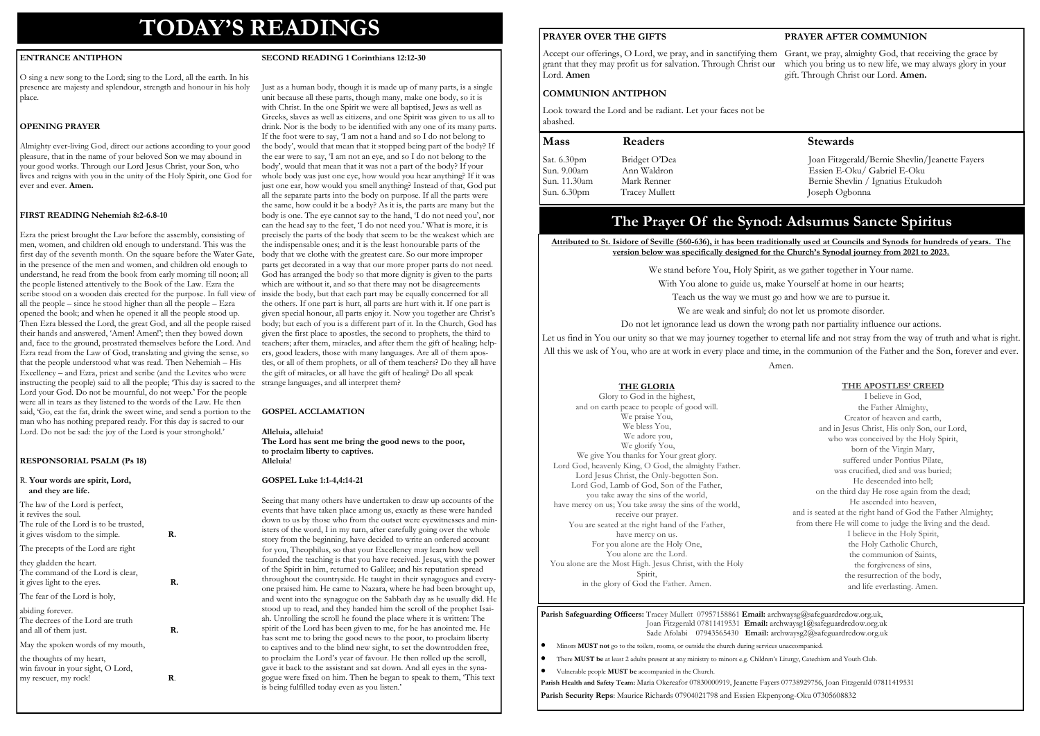# TODAY'S READINGS

## ENTRANCE ANTIPHON

O sing a new song to the Lord; sing to the Lord, all the earth. In his presence are majesty and splendour, strength and honour in his holy place.

## OPENING PRAYER

Almighty ever-living God, direct our actions according to your good pleasure, that in the name of your beloved Son we may abound in your good works. Through our Lord Jesus Christ, your Son, who lives and reigns with you in the unity of the Holy Spirit, one God for ever and ever. **Amen.**

## FIRST READING Nehemiah 8:2-6.8-10

Ezra the priest brought the Law before the assembly, consisting of men, women, and children old enough to understand. This was the first day of the seventh month. On the square before the Water Gate, in the presence of the men and women, and children old enough to understand, he read from the book from early morning till noon; all the people listened attentively to the Book of the Law. Ezra the scribe stood on a wooden dais erected for the purpose. In full view of all the people – since he stood higher than all the people – Ezra opened the book; and when he opened it all the people stood up. Then Ezra blessed the Lord, the great God, and all the people raised their hands and answered, 'Amen! Amen!'; then they bowed down and, face to the ground, prostrated themselves before the Lord. And Ezra read from the Law of God, translating and giving the sense, so that the people understood what was read. Then Nehemiah – His Excellency – and Ezra, priest and scribe (and the Levites who were instructing the people) said to all the people; 'This day is sacred to the Lord your God. Do not be mournful, do not weep.' For the people were all in tears as they listened to the words of the Law. He then said, 'Go, eat the fat, drink the sweet wine, and send a portion to the man who has nothing prepared ready. For this day is sacred to our Lord. Do not be sad: the joy of the Lord is your stronghold.'

## RESPONSORIAL PSALM (Ps 18)

R. **Your words are spirit, Lord, and they are life.**

The law of the Lord is perfect,
it revives the soul.
The rule of the Lord is to be trusted,
it gives wisdom to the simple. **R.**

The precepts of the Lord are right
they gladden the heart.
The command of the Lord is clear,
it gives light to the eyes. **R.**

The fear of the Lord is holy,
abiding forever.
The decrees of the Lord are truth
and all of them just. **R.**

May the spoken words of my mouth,
the thoughts of my heart,
win favour in your sight, O Lord,
my rescuer, my rock! **R**.

## SECOND READING 1 Corinthians 12:12-30

Just as a human body, though it is made up of many parts, is a single unit because all these parts, though many, make one body, so it is with Christ. In the one Spirit we were all baptised, Jews as well as Greeks, slaves as well as citizens, and one Spirit was given to us all to drink. Nor is the body to be identified with any one of its many parts. If the foot were to say, 'I am not a hand and so I do not belong to the body', would that mean that it stopped being part of the body? If the ear were to say, 'I am not an eye, and so I do not belong to the body', would that mean that it was not a part of the body? If your whole body was just one eye, how would you hear anything? If it was just one ear, how would you smell anything? Instead of that, God put all the separate parts into the body on purpose. If all the parts were the same, how could it be a body? As it is, the parts are many but the body is one. The eye cannot say to the hand, 'I do not need you', nor can the head say to the feet, 'I do not need you.' What is more, it is precisely the parts of the body that seem to be the weakest which are the indispensable ones; and it is the least honourable parts of the body that we clothe with the greatest care. So our more improper parts get decorated in a way that our more proper parts do not need. God has arranged the body so that more dignity is given to the parts which are without it, and so that there may not be disagreements inside the body, but that each part may be equally concerned for all the others. If one part is hurt, all parts are hurt with it. If one part is given special honour, all parts enjoy it. Now you together are Christ's body; but each of you is a different part of it. In the Church, God has given the first place to apostles, the second to prophets, the third to teachers; after them, miracles, and after them the gift of healing; helpers, good leaders, those with many languages. Are all of them apostles, or all of them prophets, or all of them teachers? Do they all have the gift of miracles, or all have the gift of healing? Do all speak strange languages, and all interpret them?

## GOSPEL ACCLAMATION

**Alleluia, alleluia!**
**The Lord has sent me bring the good news to the poor, to proclaim liberty to captives.**
**Alleluia**!

## GOSPEL Luke 1:1-4,4:14-21

Seeing that many others have undertaken to draw up accounts of the events that have taken place among us, exactly as these were handed down to us by those who from the outset were eyewitnesses and ministers of the word, I in my turn, after carefully going over the whole story from the beginning, have decided to write an ordered account for you, Theophilus, so that your Excellency may learn how well founded the teaching is that you have received. Jesus, with the power of the Spirit in him, returned to Galilee; and his reputation spread throughout the countryside. He taught in their synagogues and everyone praised him. He came to Nazara, where he had been brought up, and went into the synagogue on the Sabbath day as he usually did. He stood up to read, and they handed him the scroll of the prophet Isaiah. Unrolling the scroll he found the place where it is written: The spirit of the Lord has been given to me, for he has anointed me. He has sent me to bring the good news to the poor, to proclaim liberty to captives and to the blind new sight, to set the downtrodden free, to proclaim the Lord's year of favour. He then rolled up the scroll, gave it back to the assistant and sat down. And all eyes in the synagogue were fixed on him. Then he began to speak to them, 'This text is being fulfilled today even as you listen.'

## PRAYER OVER THE GIFTS

Accept our offerings, O Lord, we pray, and in sanctifying them grant that they may profit us for salvation. Through Christ our Lord. **Amen**

## COMMUNION ANTIPHON

Look toward the Lord and be radiant. Let your faces not be abashed.

## PRAYER AFTER COMMUNION

Grant, we pray, almighty God, that receiving the grace by which you bring us to new life, we may always glory in your gift. Through Christ our Lord. **Amen.**

| Mass | Readers | Stewards |
|---|---|---|
| Sat. 6.30pm | Bridget O'Dea | Joan Fitzgerald/Bernie Shevlin/Jeanette Fayers |
| Sun. 9.00am | Ann Waldron | Essien E-Oku/ Gabriel E-Oku |
| Sun. 11.30am | Mark Renner | Bernie Shevlin / Ignatius Etukudoh |
| Sun. 6.30pm | Tracey Mullett | Joseph Ogbonna |

# The Prayer Of the Synod: Adsumus Sancte Spiritus

**Attributed to St. Isidore of Seville (560-636), it has been traditionally used at Councils and Synods for hundreds of years. The version below was specifically designed for the Church's Synodal journey from 2021 to 2023.**

We stand before You, Holy Spirit, as we gather together in Your name.
With You alone to guide us, make Yourself at home in our hearts;
Teach us the way we must go and how we are to pursue it.
We are weak and sinful; do not let us promote disorder.
Do not let ignorance lead us down the wrong path nor partiality influence our actions.
Let us find in You our unity so that we may journey together to eternal life and not stray from the way of truth and what is right.
All this we ask of You, who are at work in every place and time, in the communion of the Father and the Son, forever and ever.
Amen.

### THE GLORIA

Glory to God in the highest,
and on earth peace to people of good will.
We praise You,
We bless You,
We adore you,
We glorify You,
We give You thanks for Your great glory.
Lord God, heavenly King, O God, the almighty Father.
Lord Jesus Christ, the Only-begotten Son.
Lord God, Lamb of God, Son of the Father,
you take away the sins of the world,
have mercy on us; You take away the sins of the world,
receive our prayer.
You are seated at the right hand of the Father,
have mercy on us.
For you alone are the Holy One,
You alone are the Lord.
You alone are the Most High. Jesus Christ, with the Holy Spirit,
in the glory of God the Father. Amen.

### THE APOSTLES' CREED

I believe in God,
the Father Almighty,
Creator of heaven and earth,
and in Jesus Christ, His only Son, our Lord,
who was conceived by the Holy Spirit,
born of the Virgin Mary,
suffered under Pontius Pilate,
was crucified, died and was buried;
He descended into hell;
on the third day He rose again from the dead;
He ascended into heaven,
and is seated at the right hand of God the Father Almighty;
from there He will come to judge the living and the dead.
I believe in the Holy Spirit,
the Holy Catholic Church,
the communion of Saints,
the forgiveness of sins,
the resurrection of the body,
and life everlasting. Amen.

**Parish Safeguarding Officers:** Tracey Mullett 07957158861 **Email:** archwaysg@safeguardrcdow.org.uk,
Joan Fitzgerald 07811419531 **Email:** archwaysg1@safeguardrcdow.org.uk
Sade Afolabi 07943565430 **Email:** archwaysg2@safeguardrcdow.org.uk

- Minors **MUST not** go to the toilets, rooms, or outside the church during services unaccompanied.
- There **MUST be** at least 2 adults present at any ministry to minors e.g. Children's Liturgy, Catechism and Youth Club.
- Vulnerable people **MUST be** accompanied in the Church.

**Parish Health and Safety Team:** Maria Okereafor 07830000919, Jeanette Fayers 07738929756, Joan Fitzgerald 07811419531

**Parish Security Reps**: Maurice Richards 07904021798 and Essien Ekpenyong-Oku 07305608832